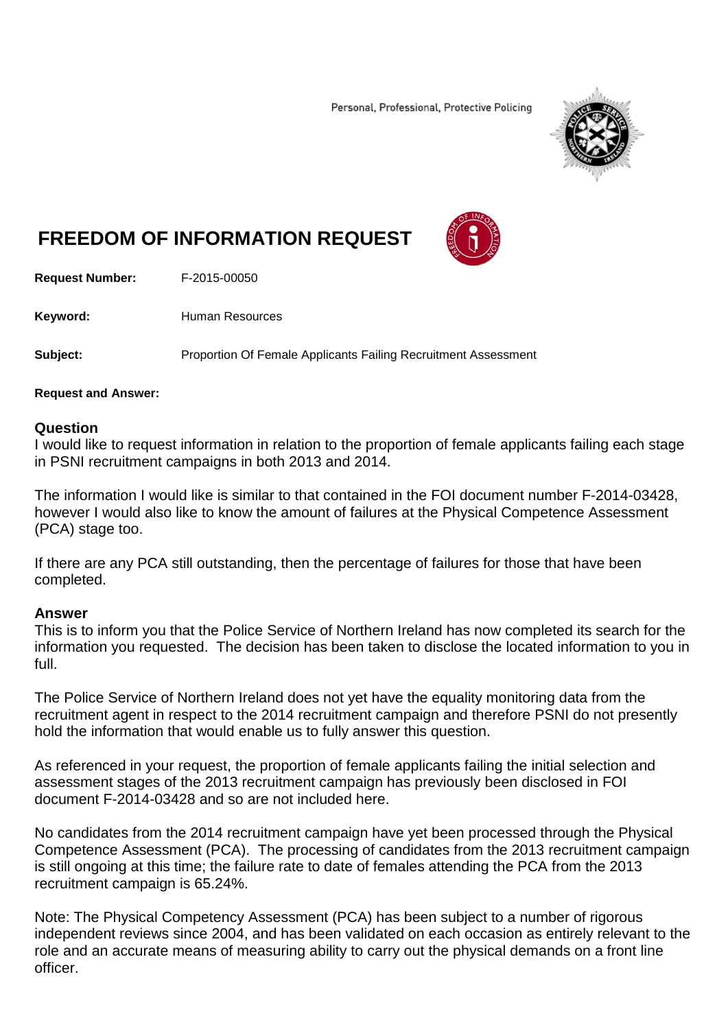Personal, Professional, Protective Policing

# FREEDOM OF INFORMATION REQUEST

**Request Number:** F-2015-00050

**Keyword:** Human Resources

**Subject:** Proportion Of Female Applicants Failing Recruitment Assessment

**Request and Answer:**

## Question

I would like to request information in relation to the proportion of female applicants failing each stage in PSNI recruitment campaigns in both 2013 and 2014.

The information I would like is similar to that contained in the FOI document number F-2014-03428, however I would also like to know the amount of failures at the Physical Competence Assessment (PCA) stage too.

If there are any PCA still outstanding, then the percentage of failures for those that have been completed.

## Answer

This is to inform you that the Police Service of Northern Ireland has now completed its search for the information you requested. The decision has been taken to disclose the located information to you in full.

The Police Service of Northern Ireland does not yet have the equality monitoring data from the recruitment agent in respect to the 2014 recruitment campaign and therefore PSNI do not presently hold the information that would enable us to fully answer this question.

As referenced in your request, the proportion of female applicants failing the initial selection and assessment stages of the 2013 recruitment campaign has previously been disclosed in FOI document F-2014-03428 and so are not included here.

No candidates from the 2014 recruitment campaign have yet been processed through the Physical Competence Assessment (PCA). The processing of candidates from the 2013 recruitment campaign is still ongoing at this time; the failure rate to date of females attending the PCA from the 2013 recruitment campaign is 65.24%.

Note: The Physical Competency Assessment (PCA) has been subject to a number of rigorous independent reviews since 2004, and has been validated on each occasion as entirely relevant to the role and an accurate means of measuring ability to carry out the physical demands on a front line officer.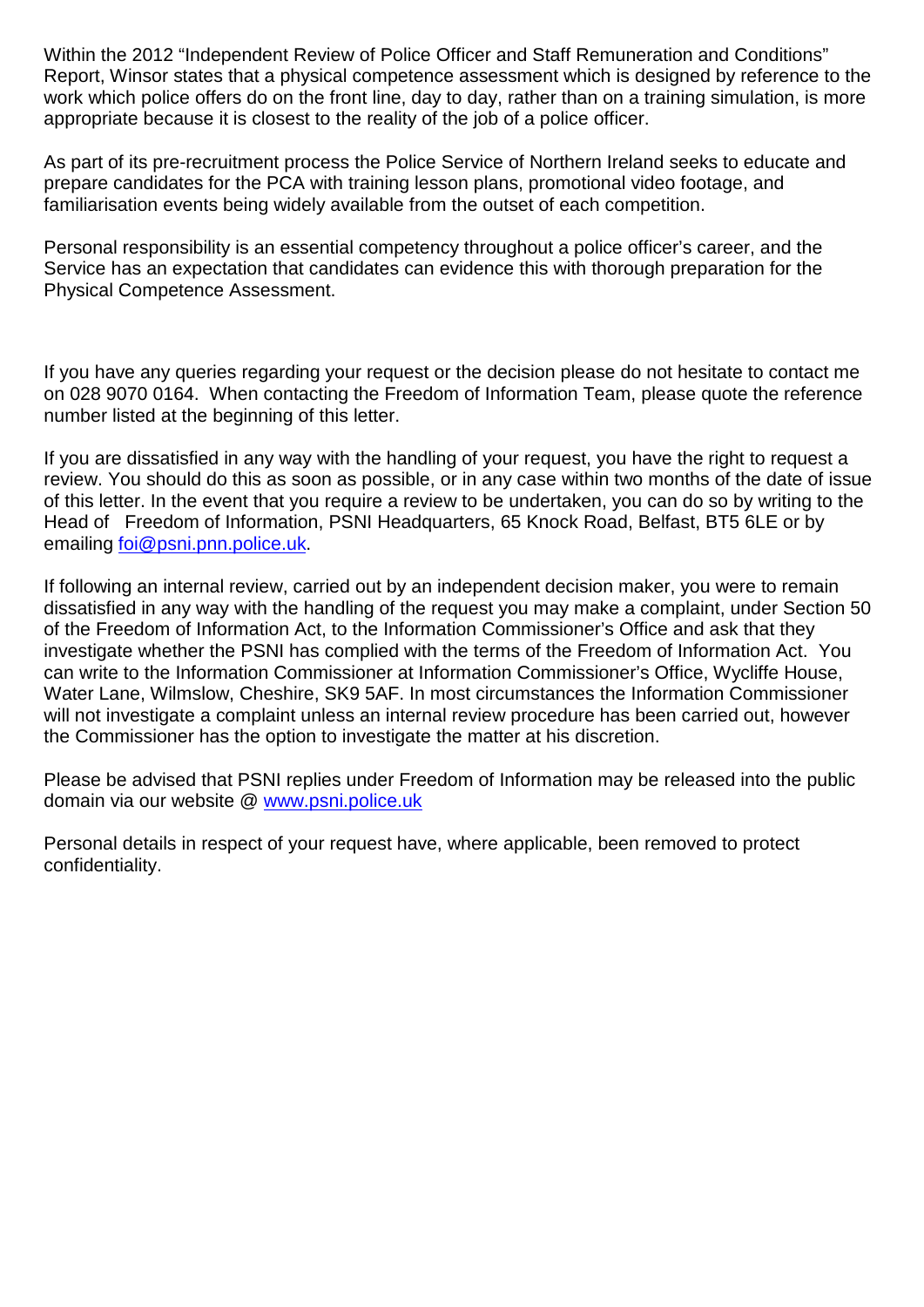Within the 2012 "Independent Review of Police Officer and Staff Remuneration and Conditions" Report, Winsor states that a physical competence assessment which is designed by reference to the work which police offers do on the front line, day to day, rather than on a training simulation, is more appropriate because it is closest to the reality of the job of a police officer.

As part of its pre-recruitment process the Police Service of Northern Ireland seeks to educate and prepare candidates for the PCA with training lesson plans, promotional video footage, and familiarisation events being widely available from the outset of each competition.

Personal responsibility is an essential competency throughout a police officer's career, and the Service has an expectation that candidates can evidence this with thorough preparation for the Physical Competence Assessment.

If you have any queries regarding your request or the decision please do not hesitate to contact me on 028 9070 0164. When contacting the Freedom of Information Team, please quote the reference number listed at the beginning of this letter.

If you are dissatisfied in any way with the handling of your request, you have the right to request a review. You should do this as soon as possible, or in any case within two months of the date of issue of this letter. In the event that you require a review to be undertaken, you can do so by writing to the Head of Freedom of Information, PSNI Headquarters, 65 Knock Road, Belfast, BT5 6LE or by emailing [foi@psni.pnn.police.uk](mailto:foi@psni.pnn.police.uk).

If following an internal review, carried out by an independent decision maker, you were to remain dissatisfied in any way with the handling of the request you may make a complaint, under Section 50 of the Freedom of Information Act, to the Information Commissioner's Office and ask that they investigate whether the PSNI has complied with the terms of the Freedom of Information Act. You can write to the Information Commissioner at Information Commissioner's Office, Wycliffe House, Water Lane, Wilmslow, Cheshire, SK9 5AF. In most circumstances the Information Commissioner will not investigate a complaint unless an internal review procedure has been carried out, however the Commissioner has the option to investigate the matter at his discretion.

Please be advised that PSNI replies under Freedom of Information may be released into the public domain via our website @ [www.psni.police.uk](http://www.psni.police.uk)

Personal details in respect of your request have, where applicable, been removed to protect confidentiality.